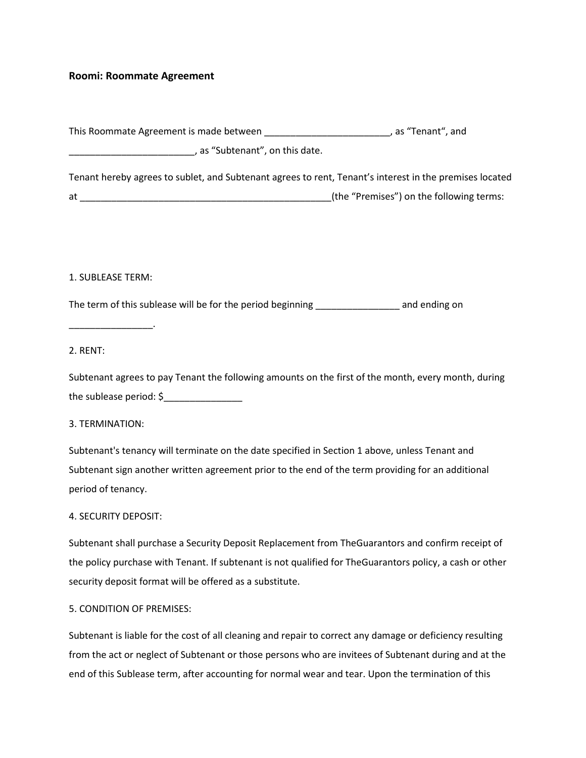**Roomi: Roommate Agreement**

This Roommate Agreement is made between ________________________, as "Tenant", and ________________________, as "Subtenant", on this date.

Tenant hereby agrees to sublet, and Subtenant agrees to rent, Tenant's interest in the premises located at _________________________________________________(the "Premises") on the following terms:

1. SUBLEASE TERM:

The term of this sublease will be for the period beginning ________________ and ending on ________________.

2. RENT:

Subtenant agrees to pay Tenant the following amounts on the first of the month, every month, during the sublease period: $_______________

3. TERMINATION:

Subtenant's tenancy will terminate on the date specified in Section 1 above, unless Tenant and Subtenant sign another written agreement prior to the end of the term providing for an additional period of tenancy.

4. SECURITY DEPOSIT:

Subtenant shall purchase a Security Deposit Replacement from TheGuarantors and confirm receipt of the policy purchase with Tenant. If subtenant is not qualified for TheGuarantors policy, a cash or other security deposit format will be offered as a substitute.

5. CONDITION OF PREMISES:

Subtenant is liable for the cost of all cleaning and repair to correct any damage or deficiency resulting from the act or neglect of Subtenant or those persons who are invitees of Subtenant during and at the end of this Sublease term, after accounting for normal wear and tear. Upon the termination of this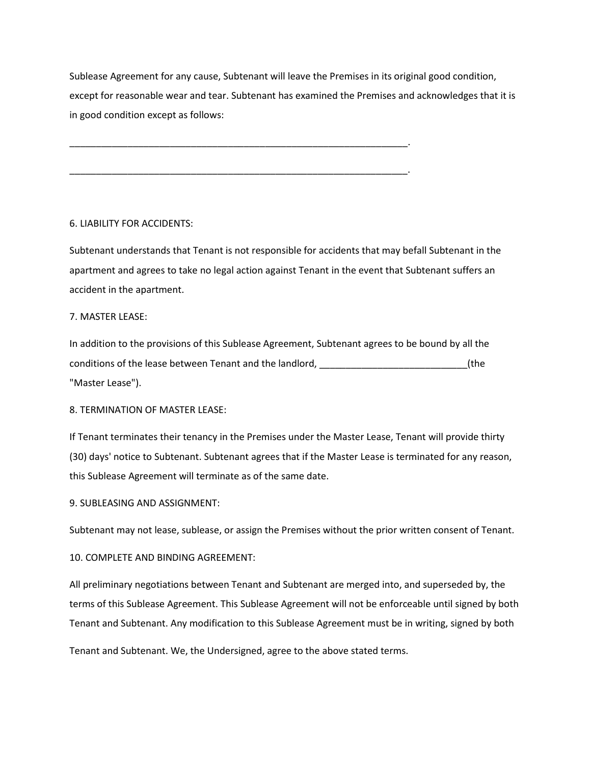Sublease Agreement for any cause, Subtenant will leave the Premises in its original good condition, except for reasonable wear and tear. Subtenant has examined the Premises and acknowledges that it is in good condition except as follows:

_______________________________________________________________.

_______________________________________________________________.

6. LIABILITY FOR ACCIDENTS:

Subtenant understands that Tenant is not responsible for accidents that may befall Subtenant in the apartment and agrees to take no legal action against Tenant in the event that Subtenant suffers an accident in the apartment.

7. MASTER LEASE:

In addition to the provisions of this Sublease Agreement, Subtenant agrees to be bound by all the conditions of the lease between Tenant and the landlord, ___________________________(the "Master Lease").

8. TERMINATION OF MASTER LEASE:

If Tenant terminates their tenancy in the Premises under the Master Lease, Tenant will provide thirty (30) days' notice to Subtenant. Subtenant agrees that if the Master Lease is terminated for any reason, this Sublease Agreement will terminate as of the same date.

9. SUBLEASING AND ASSIGNMENT:

Subtenant may not lease, sublease, or assign the Premises without the prior written consent of Tenant.

10. COMPLETE AND BINDING AGREEMENT:

All preliminary negotiations between Tenant and Subtenant are merged into, and superseded by, the terms of this Sublease Agreement. This Sublease Agreement will not be enforceable until signed by both Tenant and Subtenant. Any modification to this Sublease Agreement must be in writing, signed by both Tenant and Subtenant. We, the Undersigned, agree to the above stated terms.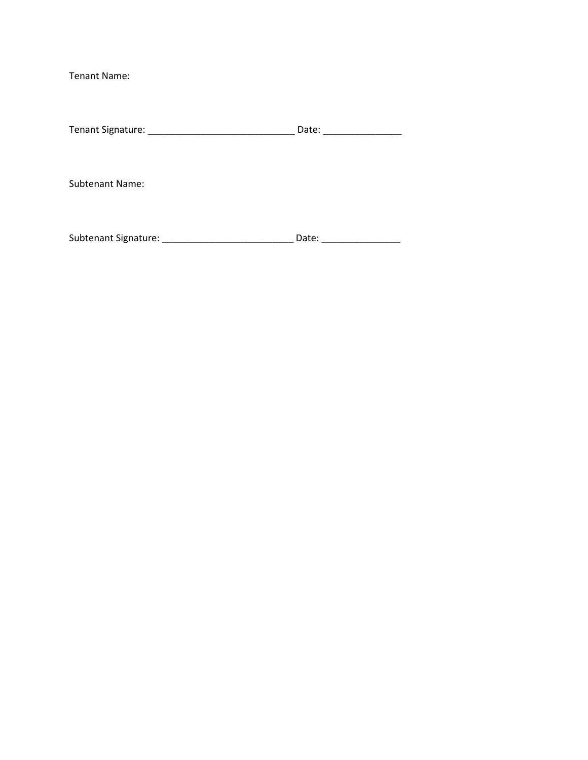Tenant Name:

Tenant Signature: _____________________________ Date: _______________

Subtenant Name:

Subtenant Signature: __________________________ Date: _______________